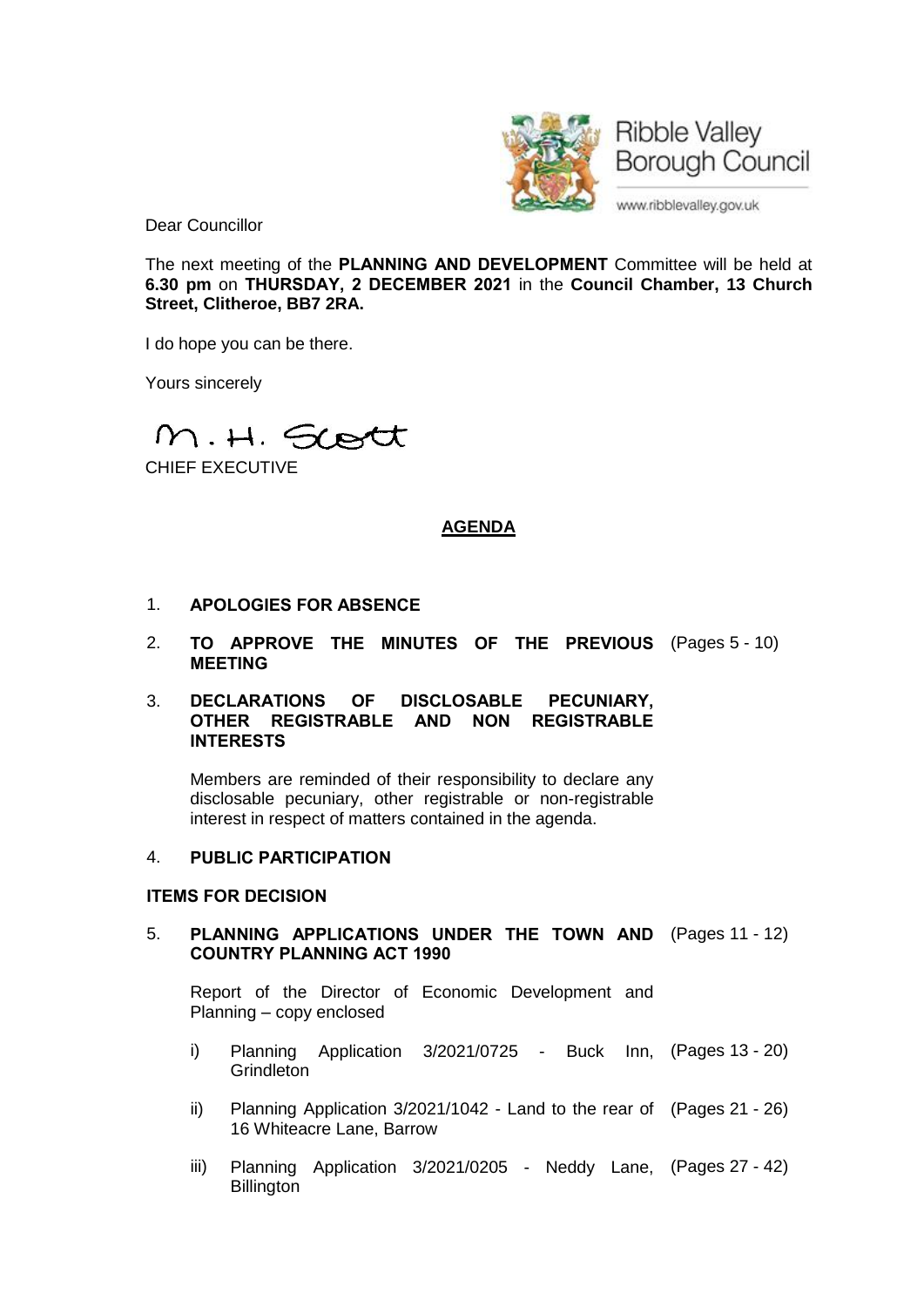Ribble Valley Borough Council

www.ribblevalley.gov.uk

Dear Councillor

The next meeting of the **PLANNING AND DEVELOPMENT** Committee will be held at **6.30 pm** on **THURSDAY, 2 DECEMBER 2021** in the **Council Chamber, 13 Church Street, Clitheroe, BB7 2RA.**

I do hope you can be there.

Yours sincerely

M. H. Scott

CHIEF EXECUTIVE

## AGENDA

1. **APOLOGIES FOR ABSENCE**

2. **TO APPROVE THE MINUTES OF THE PREVIOUS MEETING** (Pages 5 - 10)

3. **DECLARATIONS OF DISCLOSABLE PECUNIARY, OTHER REGISTRABLE AND NON REGISTRABLE INTERESTS**

   Members are reminded of their responsibility to declare any disclosable pecuniary, other registrable or non-registrable interest in respect of matters contained in the agenda.

4. **PUBLIC PARTICIPATION**

**ITEMS FOR DECISION**

5. **PLANNING APPLICATIONS UNDER THE TOWN AND COUNTRY PLANNING ACT 1990** (Pages 11 - 12)

   Report of the Director of Economic Development and Planning – copy enclosed

   i) Planning Application 3/2021/0725 - Buck Inn, Grindleton (Pages 13 - 20)

   ii) Planning Application 3/2021/1042 - Land to the rear of 16 Whiteacre Lane, Barrow (Pages 21 - 26)

   iii) Planning Application 3/2021/0205 - Neddy Lane, Billington (Pages 27 - 42)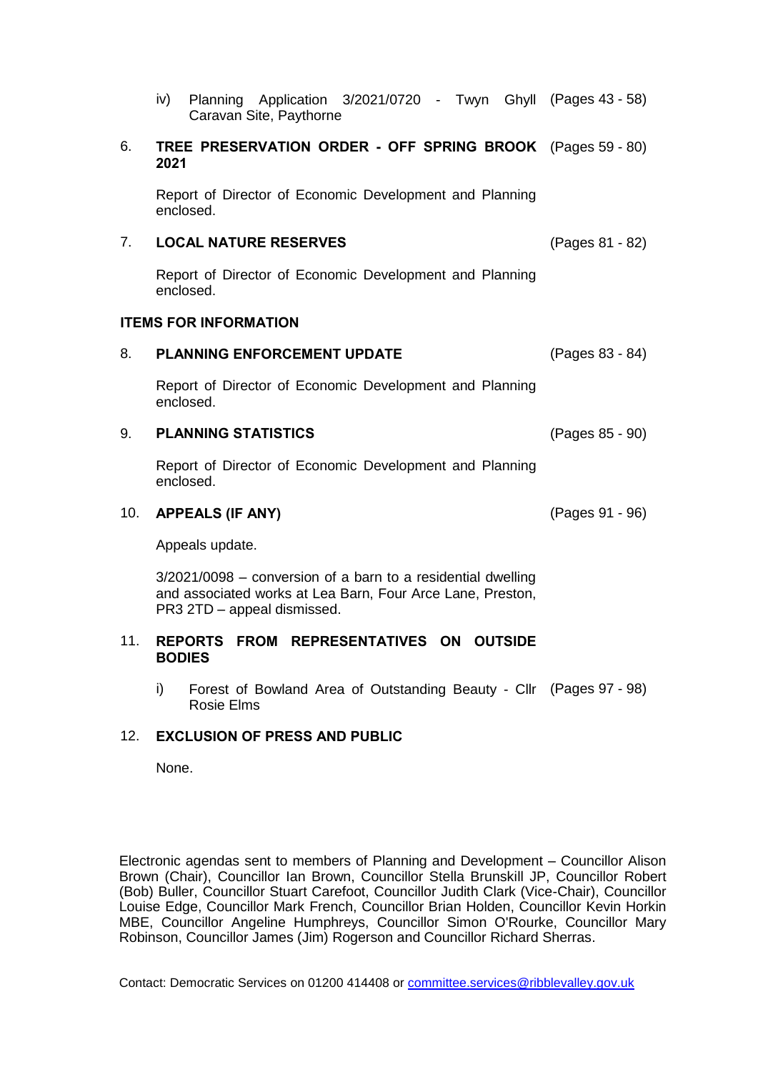iv) Planning Application 3/2021/0720 - Twyn Ghyll Caravan Site, Paythorne (Pages 43 - 58)

6. **TREE PRESERVATION ORDER - OFF SPRING BROOK 2021** (Pages 59 - 80)

   Report of Director of Economic Development and Planning enclosed.

7. **LOCAL NATURE RESERVES** (Pages 81 - 82)

   Report of Director of Economic Development and Planning enclosed.

**ITEMS FOR INFORMATION**

8. **PLANNING ENFORCEMENT UPDATE** (Pages 83 - 84)

   Report of Director of Economic Development and Planning enclosed.

9. **PLANNING STATISTICS** (Pages 85 - 90)

   Report of Director of Economic Development and Planning enclosed.

10. **APPEALS (IF ANY)** (Pages 91 - 96)

    Appeals update.

    3/2021/0098 – conversion of a barn to a residential dwelling and associated works at Lea Barn, Four Arce Lane, Preston, PR3 2TD – appeal dismissed.

11. **REPORTS FROM REPRESENTATIVES ON OUTSIDE BODIES**

    i) Forest of Bowland Area of Outstanding Beauty - Cllr Rosie Elms (Pages 97 - 98)

12. **EXCLUSION OF PRESS AND PUBLIC**

    None.

Electronic agendas sent to members of Planning and Development – Councillor Alison Brown (Chair), Councillor Ian Brown, Councillor Stella Brunskill JP, Councillor Robert (Bob) Buller, Councillor Stuart Carefoot, Councillor Judith Clark (Vice-Chair), Councillor Louise Edge, Councillor Mark French, Councillor Brian Holden, Councillor Kevin Horkin MBE, Councillor Angeline Humphreys, Councillor Simon O'Rourke, Councillor Mary Robinson, Councillor James (Jim) Rogerson and Councillor Richard Sherras.

Contact: Democratic Services on 01200 414408 or committee.services@ribblevalley.gov.uk